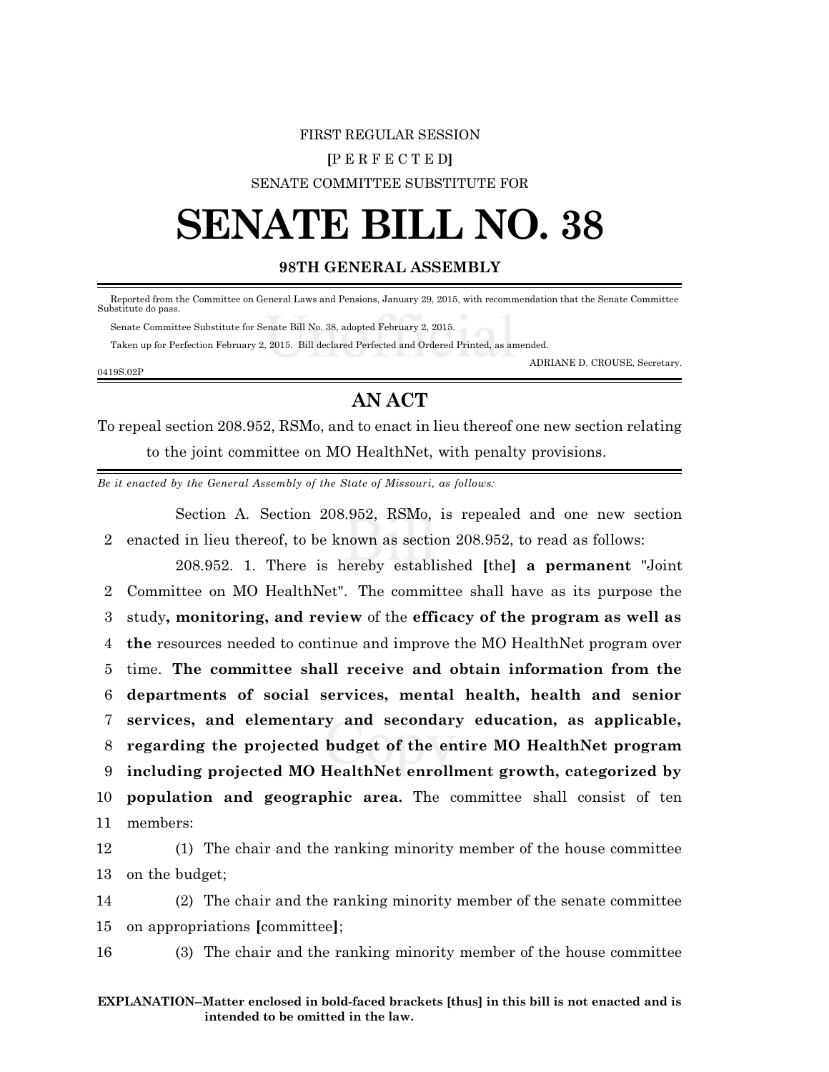FIRST REGULAR SESSION

**[**P E R F E C T E D**]**

SENATE COMMITTEE SUBSTITUTE FOR

# SENATE BILL NO. 38

**98TH GENERAL ASSEMBLY**

Reported from the Committee on General Laws and Pensions, January 29, 2015, with recommendation that the Senate Committee Substitute do pass.

Senate Committee Substitute for Senate Bill No. 38, adopted February 2, 2015.

Taken up for Perfection February 2, 2015. Bill declared Perfected and Ordered Printed, as amended.

ADRIANE D. CROUSE, Secretary.

0419S.02P

## AN ACT

To repeal section 208.952, RSMo, and to enact in lieu thereof one new section relating to the joint committee on MO HealthNet, with penalty provisions.

*Be it enacted by the General Assembly of the State of Missouri, as follows:*

Section A. Section 208.952, RSMo, is repealed and one new section enacted in lieu thereof, to be known as section 208.952, to read as follows:

208.952. 1. There is hereby established **[**the**] a permanent** "Joint Committee on MO HealthNet". The committee shall have as its purpose the study**, monitoring, and review** of the **efficacy of the program as well as the** resources needed to continue and improve the MO HealthNet program over time. **The committee shall receive and obtain information from the departments of social services, mental health, health and senior services, and elementary and secondary education, as applicable, regarding the projected budget of the entire MO HealthNet program including projected MO HealthNet enrollment growth, categorized by population and geographic area.** The committee shall consist of ten members:

(1) The chair and the ranking minority member of the house committee on the budget;

(2) The chair and the ranking minority member of the senate committee on appropriations **[**committee**]**;

(3) The chair and the ranking minority member of the house committee

**EXPLANATION–Matter enclosed in bold-faced brackets [thus] in this bill is not enacted and is intended to be omitted in the law.**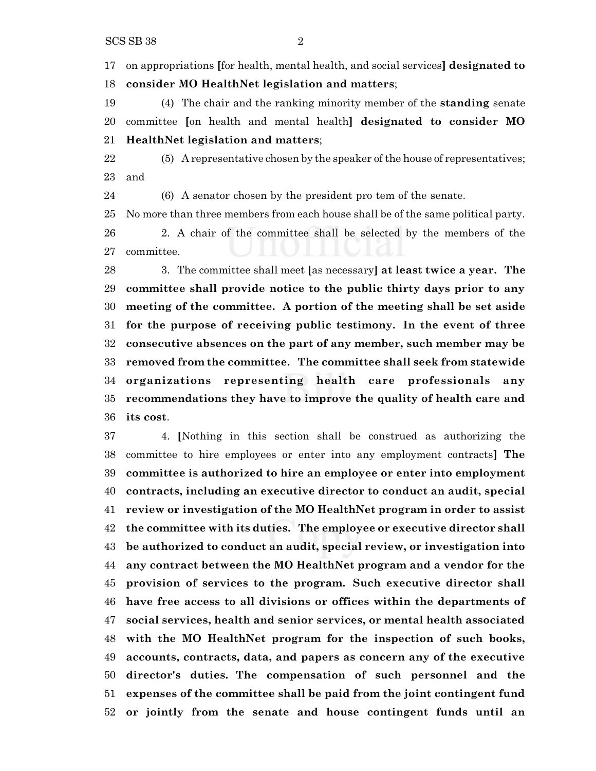on appropriations [for health, mental health, and social services] **designated to consider MO HealthNet legislation and matters**;

(4) The chair and the ranking minority member of the **standing** senate committee [on health and mental health] **designated to consider MO HealthNet legislation and matters**;

(5) A representative chosen by the speaker of the house of representatives; and

(6) A senator chosen by the president pro tem of the senate.

No more than three members from each house shall be of the same political party.

2. A chair of the committee shall be selected by the members of the committee.

3. The committee shall meet [as necessary] **at least twice a year. The committee shall provide notice to the public thirty days prior to any meeting of the committee. A portion of the meeting shall be set aside for the purpose of receiving public testimony. In the event of three consecutive absences on the part of any member, such member may be removed from the committee. The committee shall seek from statewide organizations representing health care professionals any recommendations they have to improve the quality of health care and its cost**.

4. [Nothing in this section shall be construed as authorizing the committee to hire employees or enter into any employment contracts] **The committee is authorized to hire an employee or enter into employment contracts, including an executive director to conduct an audit, special review or investigation of the MO HealthNet program in order to assist the committee with its duties. The employee or executive director shall be authorized to conduct an audit, special review, or investigation into any contract between the MO HealthNet program and a vendor for the provision of services to the program. Such executive director shall have free access to all divisions or offices within the departments of social services, health and senior services, or mental health associated with the MO HealthNet program for the inspection of such books, accounts, contracts, data, and papers as concern any of the executive director's duties. The compensation of such personnel and the expenses of the committee shall be paid from the joint contingent fund or jointly from the senate and house contingent funds until an**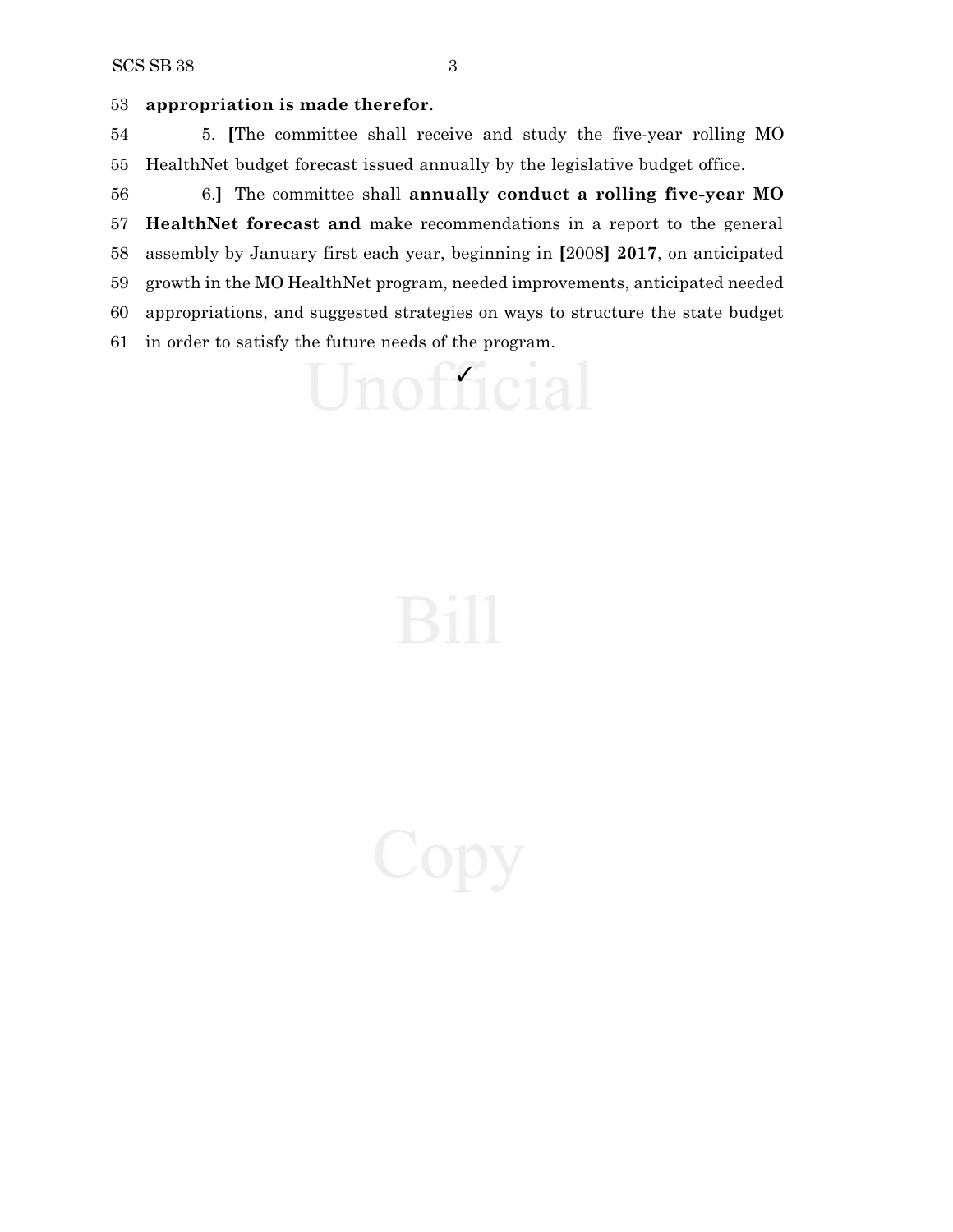53 **appropriation is made therefor**.

54 5. **[**The committee shall receive and study the five-year rolling MO
55 HealthNet budget forecast issued annually by the legislative budget office.

56 6.**]** The committee shall **annually conduct a rolling five-year MO**
57 **HealthNet forecast and** make recommendations in a report to the general
58 assembly by January first each year, beginning in **[**2008**] 2017**, on anticipated
59 growth in the MO HealthNet program, needed improvements, anticipated needed
60 appropriations, and suggested strategies on ways to structure the state budget
61 in order to satisfy the future needs of the program.

✓